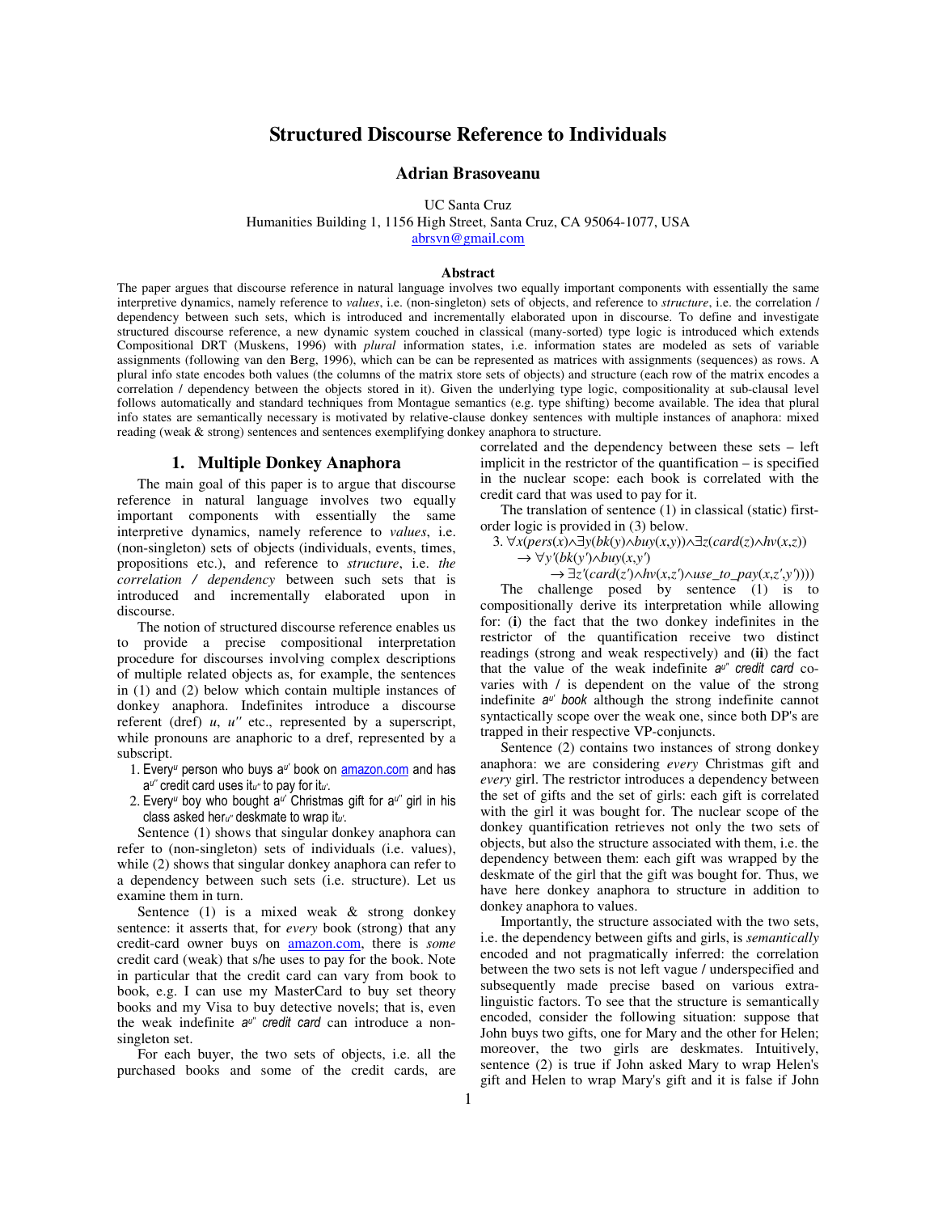# Structured Discourse Reference to Individuals

**Adrian Brasoveanu**

UC Santa Cruz
Humanities Building 1, 1156 High Street, Santa Cruz, CA 95064-1077, USA
abrsvn@gmail.com

### Abstract

The paper argues that discourse reference in natural language involves two equally important components with essentially the same interpretive dynamics, namely reference to *values*, i.e. (non-singleton) sets of objects, and reference to *structure*, i.e. the correlation / dependency between such sets, which is introduced and incrementally elaborated upon in discourse. To define and investigate structured discourse reference, a new dynamic system couched in classical (many-sorted) type logic is introduced which extends Compositional DRT (Muskens, 1996) with *plural* information states, i.e. information states are modeled as sets of variable assignments (following van den Berg, 1996), which can be can be represented as matrices with assignments (sequences) as rows. A plural info state encodes both values (the columns of the matrix store sets of objects) and structure (each row of the matrix encodes a correlation / dependency between the objects stored in it). Given the underlying type logic, compositionality at sub-clausal level follows automatically and standard techniques from Montague semantics (e.g. type shifting) become available. The idea that plural info states are semantically necessary is motivated by relative-clause donkey sentences with multiple instances of anaphora: mixed reading (weak & strong) sentences and sentences exemplifying donkey anaphora to structure.

## 1. Multiple Donkey Anaphora

The main goal of this paper is to argue that discourse reference in natural language involves two equally important components with essentially the same interpretive dynamics, namely reference to *values*, i.e. (non-singleton) sets of objects (individuals, events, times, propositions etc.), and reference to *structure*, i.e. *the correlation / dependency* between such sets that is introduced and incrementally elaborated upon in discourse.

The notion of structured discourse reference enables us to provide a precise compositional interpretation procedure for discourses involving complex descriptions of multiple related objects as, for example, the sentences in (1) and (2) below which contain multiple instances of donkey anaphora. Indefinites introduce a discourse referent (dref) $u$, $u''$ etc., represented by a superscript, while pronouns are anaphoric to a dref, represented by a subscript.

1. Every$^{u}$ person who buys a$^{u'}$ book on amazon.com and has a$^{u''}$ credit card uses it$_{u''}$ to pay for it$_{u'}$.
2. Every$^{u}$ boy who bought a$^{u'}$ Christmas gift for a$^{u''}$ girl in his class asked her$_{u''}$ deskmate to wrap it$_{u'}$.

Sentence (1) shows that singular donkey anaphora can refer to (non-singleton) sets of individuals (i.e. values), while (2) shows that singular donkey anaphora can refer to a dependency between such sets (i.e. structure). Let us examine them in turn.

Sentence (1) is a mixed weak & strong donkey sentence: it asserts that, for *every* book (strong) that any credit-card owner buys on amazon.com, there is *some* credit card (weak) that s/he uses to pay for the book. Note in particular that the credit card can vary from book to book, e.g. I can use my MasterCard to buy set theory books and my Visa to buy detective novels; that is, even the weak indefinite *a$^{u''}$ credit card* can introduce a non-singleton set.

For each buyer, the two sets of objects, i.e. all the purchased books and some of the credit cards, are correlated and the dependency between these sets – left implicit in the restrictor of the quantification – is specified in the nuclear scope: each book is correlated with the credit card that was used to pay for it.

The translation of sentence (1) in classical (static) first-order logic is provided in (3) below.

3. $\forall x(pers(x)\wedge\exists y(bk(y)\wedge buy(x,y))\wedge\exists z(card(z)\wedge hv(x,z))$
$\quad\rightarrow\forall y'(bk(y')\wedge buy(x,y')$
$\qquad\rightarrow\exists z'(card(z')\wedge hv(x,z')\wedge use\_to\_pay(x,z',y')))$

The challenge posed by sentence (1) is to compositionally derive its interpretation while allowing for: (**i**) the fact that the two donkey indefinites in the restrictor of the quantification receive two distinct readings (strong and weak respectively) and (**ii**) the fact that the value of the weak indefinite *a$^{u''}$ credit card* co-varies with / is dependent on the value of the strong indefinite *a$^{u'}$ book* although the strong indefinite cannot syntactically scope over the weak one, since both DP's are trapped in their respective VP-conjuncts.

Sentence (2) contains two instances of strong donkey anaphora: we are considering *every* Christmas gift and *every* girl. The restrictor introduces a dependency between the set of gifts and the set of girls: each gift is correlated with the girl it was bought for. The nuclear scope of the donkey quantification retrieves not only the two sets of objects, but also the structure associated with them, i.e. the dependency between them: each gift was wrapped by the deskmate of the girl that the gift was bought for. Thus, we have here donkey anaphora to structure in addition to donkey anaphora to values.

Importantly, the structure associated with the two sets, i.e. the dependency between gifts and girls, is *semantically* encoded and not pragmatically inferred: the correlation between the two sets is not left vague / underspecified and subsequently made precise based on various extra-linguistic factors. To see that the structure is semantically encoded, consider the following situation: suppose that John buys two gifts, one for Mary and the other for Helen; moreover, the two girls are deskmates. Intuitively, sentence (2) is true if John asked Mary to wrap Helen's gift and Helen to wrap Mary's gift and it is false if John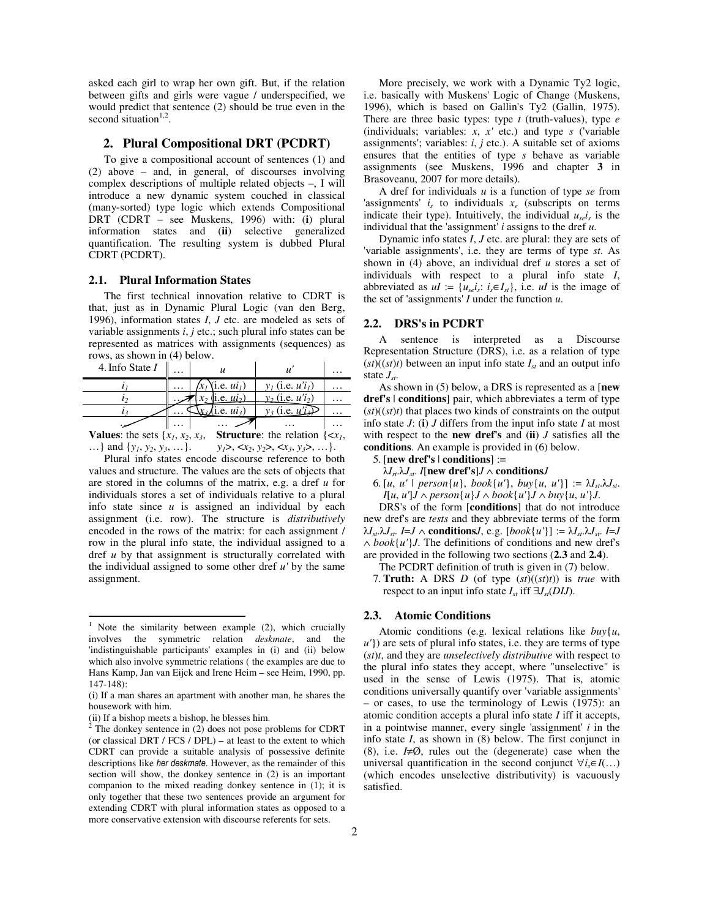asked each girl to wrap her own gift. But, if the relation between gifts and girls were vague / underspecified, we would predict that sentence (2) should be true even in the second situation[1,2].

## 2. Plural Compositional DRT (PCDRT)

To give a compositional account of sentences (1) and (2) above – and, in general, of discourses involving complex descriptions of multiple related objects –, I will introduce a new dynamic system couched in classical (many-sorted) type logic which extends Compositional DRT (CDRT – see Muskens, 1996) with: (**i**) plural information states and (**ii**) selective generalized quantification. The resulting system is dubbed Plural CDRT (PCDRT).

### 2.1. Plural Information States

The first technical innovation relative to CDRT is that, just as in Dynamic Plural Logic (van den Berg, 1996), information states $I$, $J$ etc. are modeled as sets of variable assignments $i$, $j$ etc.; such plural info states can be represented as matrices with assignments (sequences) as rows, as shown in (4) below.

| 4. Info State $I$ | … | $u$ | $u'$ | … |
|---|---|---|---|---|
| $i_1$ | … | $x_1$ (i.e. $ui_1$) | $y_1$ (i.e. $u'i_1$) | … |
| $i_2$ | … | $x_2$ (i.e. $ui_2$) | $y_2$ (i.e. $u'i_2$) | … |
| $i_3$ | … | $x_3$ (i.e. $ui_3$) | $y_3$ (i.e. $u'i_3$) | … |
| … | … | … | … | … |

**Values**: the sets $\{x_1, x_2, x_3, \ldots\}$ and $\{y_1, y_2, y_3, \ldots\}$. **Structure**: the relation $\{<x_1, y_1>, <x_2, y_2>, <x_3, y_3>, \ldots\}$.

Plural info states encode discourse reference to both values and structure. The values are the sets of objects that are stored in the columns of the matrix, e.g. a dref $u$ for individuals stores a set of individuals relative to a plural info state since $u$ is assigned an individual by each assignment (i.e. row). The structure is *distributively* encoded in the rows of the matrix: for each assignment / row in the plural info state, the individual assigned to a dref $u$ by that assignment is structurally correlated with the individual assigned to some other dref $u'$ by the same assignment.

More precisely, we work with a Dynamic Ty2 logic, i.e. basically with Muskens' Logic of Change (Muskens, 1996), which is based on Gallin's Ty2 (Gallin, 1975). There are three basic types: type $t$ (truth-values), type $e$ (individuals; variables: $x$, $x'$ etc.) and type $s$ ('variable assignments'; variables: $i$, $j$ etc.). A suitable set of axioms ensures that the entities of type $s$ behave as variable assignments (see Muskens, 1996 and chapter **3** in Brasoveanu, 2007 for more details).

A dref for individuals $u$ is a function of type $se$ from 'assignments' $i_s$ to individuals $x_e$ (subscripts on terms indicate their type). Intuitively, the individual $u_{se}i_s$ is the individual that the 'assignment' $i$ assigns to the dref $u$.

Dynamic info states $I$, $J$ etc. are plural: they are sets of 'variable assignments', i.e. they are terms of type $st$. As shown in (4) above, an individual dref $u$ stores a set of individuals with respect to a plural info state $I$, abbreviated as $uI := \{u_{se}i_s : i_s \in I_{st}\}$, i.e. $uI$ is the image of the set of 'assignments' $I$ under the function $u$.

### 2.2. DRS's in PCDRT

A sentence is interpreted as a Discourse Representation Structure (DRS), i.e. as a relation of type $(st)((st)t)$ between an input info state $I_{st}$ and an output info state $J_{st}$.

As shown in (5) below, a DRS is represented as a [**new dref's** | **conditions**] pair, which abbreviates a term of type $(st)((st)t)$ that places two kinds of constraints on the output info state $J$: (**i**) $J$ differs from the input info state $I$ at most with respect to the **new dref's** and (**ii**) $J$ satisfies all the **conditions**. An example is provided in (6) below.

5. [**new dref's** | **conditions**] := $\lambda I_{st}.\lambda J_{st}.\ I$[**new dref's**]$J \wedge$ **conditions**$J$

6. $[u, u' \mid person\{u\}, book\{u'\}, buy\{u, u'\}] := \lambda I_{st}.\lambda J_{st}.\ I[u, u']J \wedge person\{u\}J \wedge book\{u'\}J \wedge buy\{u, u'\}J$.

DRS's of the form [**conditions**] that do not introduce new dref's are *tests* and they abbreviate terms of the form $\lambda I_{st}.\lambda J_{st}.\ I{=}J \wedge$ **conditions**$J$, e.g. $[book\{u'\}] := \lambda I_{st}.\lambda J_{st}.\ I{=}J \wedge book\{u'\}J$. The definitions of conditions and new dref's are provided in the following two sections (**2.3** and **2.4**).

The PCDRT definition of truth is given in (7) below.

7. **Truth:** A DRS $D$ (of type $(st)((st)t)$) is *true* with respect to an input info state $I_{st}$ iff $\exists J_{st}(DIJ)$.

### 2.3. Atomic Conditions

Atomic conditions (e.g. lexical relations like $buy\{u, u'\}$) are sets of plural info states, i.e. they are terms of type $(st)t$, and they are *unselectively distributive* with respect to the plural info states they accept, where "unselective" is used in the sense of Lewis (1975). That is, atomic conditions universally quantify over 'variable assignments' – or cases, to use the terminology of Lewis (1975): an atomic condition accepts a plural info state $I$ iff it accepts, in a pointwise manner, every single 'assignment' $i$ in the info state $I$, as shown in (8) below. The first conjunct in (8), i.e. $I{\neq}\emptyset$, rules out the (degenerate) case when the universal quantification in the second conjunct $\forall i_s{\in}I(\ldots)$ (which encodes unselective distributivity) is vacuously satisfied.

---

[1] Note the similarity between example (2), which crucially involves the symmetric relation *deskmate*, and the 'indistinguishable participants' examples in (i) and (ii) below which also involve symmetric relations ( the examples are due to Hans Kamp, Jan van Eijck and Irene Heim – see Heim, 1990, pp. 147-148):

(i) If a man shares an apartment with another man, he shares the housework with him.

(ii) If a bishop meets a bishop, he blesses him.

[2] The donkey sentence in (2) does not pose problems for CDRT (or classical DRT / FCS / DPL) – at least to the extent to which CDRT can provide a suitable analysis of possessive definite descriptions like *her deskmate*. However, as the remainder of this section will show, the donkey sentence in (2) is an important companion to the mixed reading donkey sentence in (1); it is only together that these two sentences provide an argument for extending CDRT with plural information states as opposed to a more conservative extension with discourse referents for sets.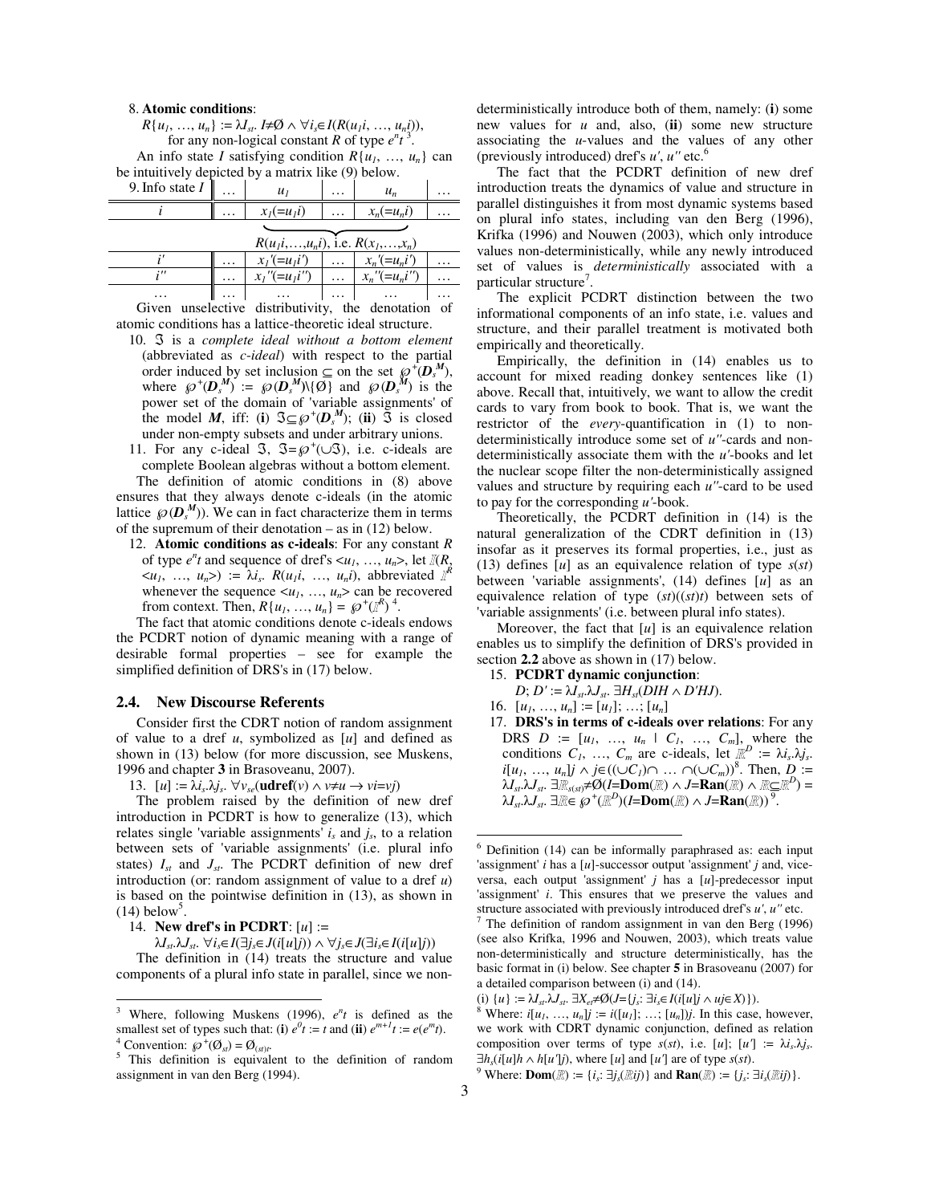8. **Atomic conditions**:

$R\{u_1, \ldots, u_n\} := \lambda I_{st}.\ I \neq \emptyset \wedge \forall i_s \in I(R(u_1 i, \ldots, u_n i))$, for any non-logical constant $R$ of type $e^n t$ [3].

An info state $I$ satisfying condition $R\{u_1, \ldots, u_n\}$ can be intuitively depicted by a matrix like (9) below.

| 9. Info state $I$ | … | $u_1$ | … | $u_n$ | … |
|---|---|---|---|---|---|
| $i$ | … | $x_1(=u_1 i)$ | … | $x_n(=u_n i)$ | … |
| | | $R(u_1 i,\ldots,u_n i)$, i.e. $R(x_1,\ldots,x_n)$ | | | |
| $i'$ | … | $x_1'(=u_1 i')$ | … | $x_n'(=u_n i')$ | … |
| $i''$ | … | $x_1''(=u_1 i'')$ | … | $x_n''(=u_n i'')$ | … |
| … | … | … | … | … | … |

Given unselective distributivity, the denotation of atomic conditions has a lattice-theoretic ideal structure.

10. $\mathfrak{I}$ is a *complete ideal without a bottom element* (abbreviated as *c-ideal*) with respect to the partial order induced by set inclusion $\subseteq$ on the set $\wp^+(\boldsymbol{D}_s^{\boldsymbol{M}})$, where $\wp^+(\boldsymbol{D}_s^{\boldsymbol{M}}) := \wp(\boldsymbol{D}_s^{\boldsymbol{M}}) \backslash \{\emptyset\}$ and $\wp(\boldsymbol{D}_s^{\boldsymbol{M}})$ is the power set of the domain of 'variable assignments' of the model $\boldsymbol{M}$, iff: (**i**) $\mathfrak{I} \subseteq \wp^+(\boldsymbol{D}_s^{\boldsymbol{M}})$; (**ii**) $\mathfrak{I}$ is closed under non-empty subsets and under arbitrary unions.
11. For any c-ideal $\mathfrak{I}$, $\mathfrak{I} = \wp^+(\cup\mathfrak{I})$, i.e. c-ideals are complete Boolean algebras without a bottom element.

The definition of atomic conditions in (8) above ensures that they always denote c-ideals (in the atomic lattice $\wp(\boldsymbol{D}_s^{\boldsymbol{M}})$). We can in fact characterize them in terms of the supremum of their denotation – as in (12) below.

12. **Atomic conditions as c-ideals**: For any constant $R$ of type $e^n t$ and sequence of dref's $<u_1, \ldots, u_n>$, let $\mathbb{I}(R, <u_1, \ldots, u_n>) := \lambda i_s.\ R(u_1 i, \ldots, u_n i)$, abbreviated $\mathbb{I}^R$ whenever the sequence $<u_1, \ldots, u_n>$ can be recovered from context. Then, $R\{u_1, \ldots, u_n\} = \wp^+(\mathbb{I}^R)$ [4].

The fact that atomic conditions denote c-ideals endows the PCDRT notion of dynamic meaning with a range of desirable formal properties – see for example the simplified definition of DRS's in (17) below.

### 2.4. New Discourse Referents

Consider first the CDRT notion of random assignment of value to a dref $u$, symbolized as $[u]$ and defined as shown in (13) below (for more discussion, see Muskens, 1996 and chapter **3** in Brasoveanu, 2007).

13. $[u] := \lambda i_s.\lambda j_s.\ \forall v_{se}(\mathbf{udref}(v) \wedge v \neq u \rightarrow vi = vj)$

The problem raised by the definition of new dref introduction in PCDRT is how to generalize (13), which relates single 'variable assignments' $i_s$ and $j_s$, to a relation between sets of 'variable assignments' (i.e. plural info states) $I_{st}$ and $J_{st}$. The PCDRT definition of new dref introduction (or: random assignment of value to a dref $u$) is based on the pointwise definition in (13), as shown in (14) below[5].

14. **New dref's in PCDRT**: $[u] :=$
$\lambda I_{st}.\lambda J_{st}.\ \forall i_s \in I(\exists j_s \in J(i[u]j)) \wedge \forall j_s \in J(\exists i_s \in I(i[u]j))$

The definition in (14) treats the structure and value components of a plural info state in parallel, since we non-deterministically introduce both of them, namely: (**i**) some new values for $u$ and, also, (**ii**) some new structure associating the $u$-values and the values of any other (previously introduced) dref's $u'$, $u''$ etc.[6]

The fact that the PCDRT definition of new dref introduction treats the dynamics of value and structure in parallel distinguishes it from most dynamic systems based on plural info states, including van den Berg (1996), Krifka (1996) and Nouwen (2003), which only introduce values non-deterministically, while any newly introduced set of values is *deterministically* associated with a particular structure[7].

The explicit PCDRT distinction between the two informational components of an info state, i.e. values and structure, and their parallel treatment is motivated both empirically and theoretically.

Empirically, the definition in (14) enables us to account for mixed reading donkey sentences like (1) above. Recall that, intuitively, we want to allow the credit cards to vary from book to book. That is, we want the restrictor of the *every*-quantification in (1) to non-deterministically introduce some set of $u''$-cards and non-deterministically associate them with the $u'$-books and let the nuclear scope filter the non-deterministically assigned values and structure by requiring each $u''$-card to be used to pay for the corresponding $u'$-book.

Theoretically, the PCDRT definition in (14) is the natural generalization of the CDRT definition in (13) insofar as it preserves its formal properties, i.e., just as (13) defines $[u]$ as an equivalence relation of type $s(st)$ between 'variable assignments', (14) defines $[u]$ as an equivalence relation of type $(st)((st)t)$ between sets of 'variable assignments' (i.e. between plural info states).

Moreover, the fact that $[u]$ is an equivalence relation enables us to simplify the definition of DRS's provided in section **2.2** above as shown in (17) below.

15. **PCDRT dynamic conjunction**:
$D; D' := \lambda I_{st}.\lambda J_{st}.\ \exists H_{st}(DIH \wedge D'HJ)$.
16. $[u_1, \ldots, u_n] := [u_1]; \ldots; [u_n]$
17. **DRS's in terms of c-ideals over relations**: For any DRS $D := [u_1, \ldots, u_n \mid C_1, \ldots, C_m]$, where the conditions $C_1, \ldots, C_m$ are c-ideals, let $\mathbb{R}^D := \lambda i_s.\lambda j_s.\ i[u_1, \ldots, u_n]j \wedge j \in ((\cup C_1) \cap \ldots \cap (\cup C_m))$[8]. Then, $D := \lambda I_{st}.\lambda J_{st}.\ \exists \mathbb{R}_{s(st)} \neq \emptyset(I = \mathbf{Dom}(\mathbb{R}) \wedge J = \mathbf{Ran}(\mathbb{R}) \wedge \mathbb{R} \subseteq \mathbb{R}^D) = \lambda I_{st}.\lambda J_{st}.\ \exists \mathbb{R} \in \wp^+(\mathbb{R}^D)(I = \mathbf{Dom}(\mathbb{R}) \wedge J = \mathbf{Ran}(\mathbb{R}))$[9].

---

[3] Where, following Muskens (1996), $e^n t$ is defined as the smallest set of types such that: (**i**) $e^0 t := t$ and (**ii**) $e^{m+1} t := e(e^m t)$.

[4] Convention: $\wp^+(\emptyset_{st}) = \emptyset_{(st)t}$.

[5] This definition is equivalent to the definition of random assignment in van den Berg (1994).

[6] Definition (14) can be informally paraphrased as: each input 'assignment' $i$ has a $[u]$-successor output 'assignment' $j$ and, vice-versa, each output 'assignment' $j$ has a $[u]$-predecessor input 'assignment' $i$. This ensures that we preserve the values and structure associated with previously introduced dref's $u'$, $u''$ etc.

[7] The definition of random assignment in van den Berg (1996) (see also Krifka, 1996 and Nouwen, 2003), which treats value non-deterministically and structure deterministically, has the basic format in (i) below. See chapter **5** in Brasoveanu (2007) for a detailed comparison between (i) and (14).

(i) $\{u\} := \lambda I_{st}.\lambda J_{st}.\ \exists X_{et} \neq \emptyset(J = \{j_s: \exists i_s \in I(i[u]j \wedge uj \in X)\})$.

[8] Where: $i[u_1, \ldots, u_n]j := i([u_1]; \ldots; [u_n])j$. In this case, however, we work with CDRT dynamic conjunction, defined as relation composition over terms of type $s(st)$, i.e. $[u]; [u'] := \lambda i_s.\lambda j_s.\ \exists h_s(i[u]h \wedge h[u']j)$, where $[u]$ and $[u']$ are of type $s(st)$.

[9] Where: $\mathbf{Dom}(\mathbb{R}) := \{i_s: \exists j_s(\mathbb{R}ij)\}$ and $\mathbf{Ran}(\mathbb{R}) := \{j_s: \exists i_s(\mathbb{R}ij)\}$.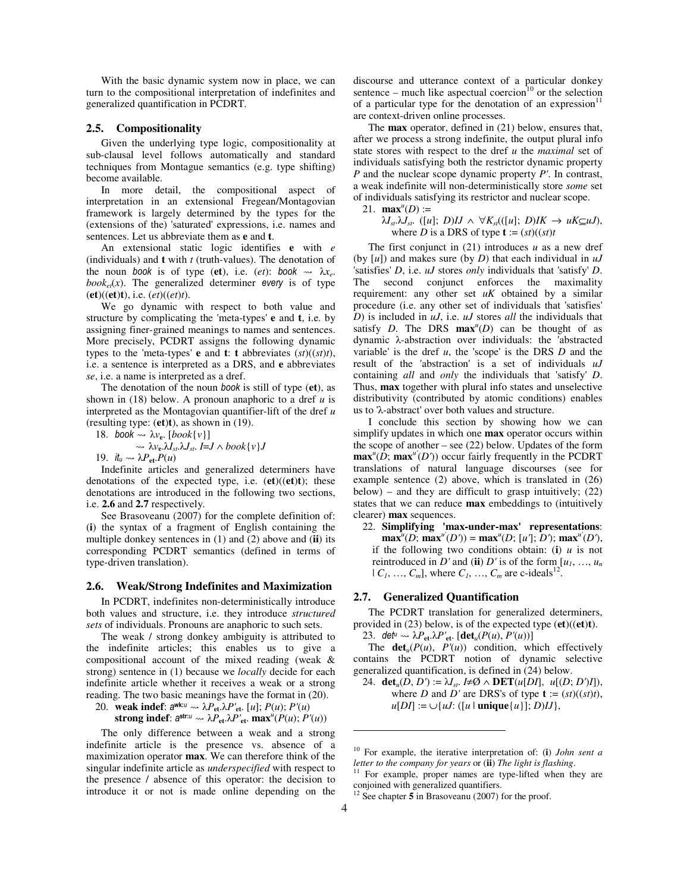With the basic dynamic system now in place, we can turn to the compositional interpretation of indefinites and generalized quantification in PCDRT.

### 2.5. Compositionality

Given the underlying type logic, compositionality at sub-clausal level follows automatically and standard techniques from Montague semantics (e.g. type shifting) become available.

In more detail, the compositional aspect of interpretation in an extensional Fregean/Montagovian framework is largely determined by the types for the (extensions of the) 'saturated' expressions, i.e. names and sentences. Let us abbreviate them as **e** and **t**.

An extensional static logic identifies **e** with *e* (individuals) and **t** with *t* (truth-values). The denotation of the noun *book* is of type (**et**), i.e. (*et*): *book* ⇝ $\lambda x_e.\ book_{et}(x)$. The generalized determiner *every* is of type (**et**)((**et**)**t**), i.e. (*et*)((*et*)*t*).

We go dynamic with respect to both value and structure by complicating the 'meta-types' **e** and **t**, i.e. by assigning finer-grained meanings to names and sentences. More precisely, PCDRT assigns the following dynamic types to the 'meta-types' **e** and **t**: **t** abbreviates (*st*)((*st*)*t*), i.e. a sentence is interpreted as a DRS, and **e** abbreviates *se*, i.e. a name is interpreted as a dref.

The denotation of the noun *book* is still of type (**et**), as shown in (18) below. A pronoun anaphoric to a dref *u* is interpreted as the Montagovian quantifier-lift of the dref *u* (resulting type: (**et**)**t**), as shown in (19).

18. *book* ⇝ $\lambda v_{\mathbf{e}}.\ [book\{v\}]$
 ⇝ $\lambda v_{\mathbf{e}}.\lambda I_{st}.\lambda J_{st}.\ I{=}J \wedge book\{v\}J$

19. $it_u$ ⇝ $\lambda P_{\mathbf{et}}.P(u)$

Indefinite articles and generalized determiners have denotations of the expected type, i.e. (**et**)((**et**)**t**); these denotations are introduced in the following two sections, i.e. **2.6** and **2.7** respectively.

See Brasoveanu (2007) for the complete definition of: (**i**) the syntax of a fragment of English containing the multiple donkey sentences in (1) and (2) above and (**ii**) its corresponding PCDRT semantics (defined in terms of type-driven translation).

### 2.6. Weak/Strong Indefinites and Maximization

In PCDRT, indefinites non-deterministically introduce both values and structure, i.e. they introduce *structured sets* of individuals. Pronouns are anaphoric to such sets.

The weak / strong donkey ambiguity is attributed to the indefinite articles; this enables us to give a compositional account of the mixed reading (weak & strong) sentence in (1) because we *locally* decide for each indefinite article whether it receives a weak or a strong reading. The two basic meanings have the format in (20).

20. **weak indef**: $a^{\mathbf{wk}:u}$ ⇝ $\lambda P_{\mathbf{et}}.\lambda P'_{\mathbf{et}}.\ [u];\ P(u);\ P'(u)$
 **strong indef**: $a^{\mathbf{str}:u}$ ⇝ $\lambda P_{\mathbf{et}}.\lambda P'_{\mathbf{et}}.\ \mathbf{max}^u(P(u);\ P'(u))$

The only difference between a weak and a strong indefinite article is the presence vs. absence of a maximization operator **max**. We can therefore think of the singular indefinite article as *underspecified* with respect to the presence / absence of this operator: the decision to introduce it or not is made online depending on the discourse and utterance context of a particular donkey sentence – much like aspectual coercion[10] or the selection of a particular type for the denotation of an expression[11] are context-driven online processes.

The **max** operator, defined in (21) below, ensures that, after we process a strong indefinite, the output plural info state stores with respect to the dref *u* the *maximal* set of individuals satisfying both the restrictor dynamic property *P* and the nuclear scope dynamic property *P'*. In contrast, a weak indefinite will non-deterministically store *some* set of individuals satisfying its restrictor and nuclear scope.

21. $\mathbf{max}^u(D) :=$
 $\lambda I_{st}.\lambda J_{st}.\ ([u];\ D)IJ \wedge \forall K_{st}(([u];\ D)IK \rightarrow uK{\subseteq}uJ)$,
 where *D* is a DRS of type **t** := (*st*)((*st*)*t*)

The first conjunct in (21) introduces *u* as a new dref (by [*u*]) and makes sure (by *D*) that each individual in *uJ* 'satisfies' *D*, i.e. *uJ* stores *only* individuals that 'satisfy' *D*. The second conjunct enforces the maximality requirement: any other set *uK* obtained by a similar procedure (i.e. any other set of individuals that 'satisfies' *D*) is included in *uJ*, i.e. *uJ* stores *all* the individuals that satisfy *D*. The DRS $\mathbf{max}^u(D)$ can be thought of as dynamic λ-abstraction over individuals: the 'abstracted variable' is the dref *u*, the 'scope' is the DRS *D* and the result of the 'abstraction' is a set of individuals *uJ* containing *all* and *only* the individuals that 'satisfy' *D*. Thus, **max** together with plural info states and unselective distributivity (contributed by atomic conditions) enables us to 'λ-abstract' over both values and structure.

I conclude this section by showing how we can simplify updates in which one **max** operator occurs within the scope of another – see (22) below. Updates of the form $\mathbf{max}^u(D;\ \mathbf{max}^{u'}(D'))$ occur fairly frequently in the PCDRT translations of natural language discourses (see for example sentence (2) above, which is translated in (26) below) – and they are difficult to grasp intuitively; (22) states that we can reduce **max** embeddings to (intuitively clearer) **max** sequences.

22. **Simplifying 'max-under-max' representations**: $\mathbf{max}^u(D;\ \mathbf{max}^{u'}(D')) = \mathbf{max}^u(D;\ [u'];\ D');\ \mathbf{max}^{u'}(D')$, if the following two conditions obtain: (**i**) *u* is not reintroduced in *D'* and (**ii**) *D'* is of the form $[u_1, \ldots, u_n \mid C_1, \ldots, C_m]$, where $C_1, \ldots, C_m$ are c-ideals[12].

### 2.7. Generalized Quantification

The PCDRT translation for generalized determiners, provided in (23) below, is of the expected type (**et**)((**et**)**t**).

23. $det^u$ ⇝ $\lambda P_{\mathbf{et}}.\lambda P'_{\mathbf{et}}.\ [\mathbf{det}_u(P(u),\ P'(u))]$

The $\mathbf{det}_u(P(u),\ P'(u))$ condition, which effectively contains the PCDRT notion of dynamic selective generalized quantification, is defined in (24) below.

24. $\mathbf{det}_u(D,\ D') := \lambda I_{st}.\ I{\neq}\emptyset \wedge \mathbf{DET}(u[DI],\ u[(D;\ D')I])$,
 where *D* and *D'* are DRS's of type **t** := (*st*)((*st*)*t*),
 $u[DI] := \cup\{uJ\!: ([u \mid \mathbf{unique}\{u\}];\ D)IJ\}$,

---

[10] For example, the iterative interpretation of: (**i**) *John sent a letter to the company for years* or (**ii**) *The light is flashing*.

[11] For example, proper names are type-lifted when they are conjoined with generalized quantifiers.

[12] See chapter **5** in Brasoveanu (2007) for the proof.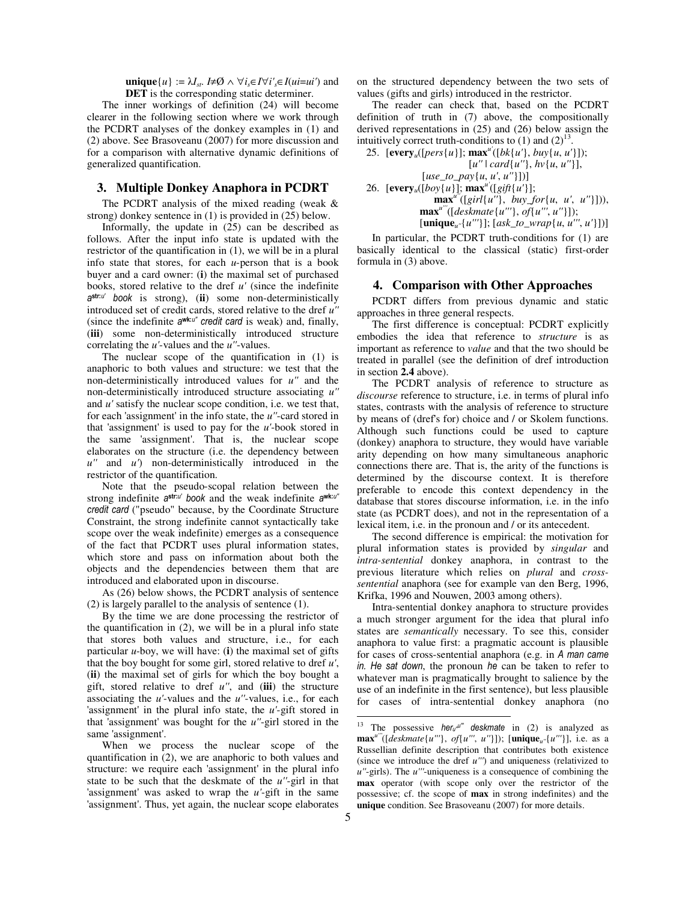**unique**$\{u\} := \lambda I_{st}.\ I \neq \emptyset \wedge \forall i_s \in I \forall i'_s \in I(ui = ui')$ and **DET** is the corresponding static determiner.

The inner workings of definition (24) will become clearer in the following section where we work through the PCDRT analyses of the donkey examples in (1) and (2) above. See Brasoveanu (2007) for more discussion and for a comparison with alternative dynamic definitions of generalized quantification.

## 3. Multiple Donkey Anaphora in PCDRT

The PCDRT analysis of the mixed reading (weak & strong) donkey sentence in (1) is provided in (25) below.

Informally, the update in (25) can be described as follows. After the input info state is updated with the restrictor of the quantification in (1), we will be in a plural info state that stores, for each *u*-person that is a book buyer and a card owner: (**i**) the maximal set of purchased books, stored relative to the dref *u'* (since the indefinite $a^{\mathbf{str}:u'}$ *book* is strong), (**ii**) some non-deterministically introduced set of credit cards, stored relative to the dref *u''* (since the indefinite $a^{\mathbf{wk}:u''}$ *credit card* is weak) and, finally, (**iii**) some non-deterministically introduced structure correlating the *u'*-values and the *u''*-values.

The nuclear scope of the quantification in (1) is anaphoric to both values and structure: we test that the non-deterministically introduced values for *u''* and the non-deterministically introduced structure associating *u''* and *u'* satisfy the nuclear scope condition, i.e. we test that, for each 'assignment' in the info state, the *u''*-card stored in that 'assignment' is used to pay for the *u'*-book stored in the same 'assignment'. That is, the nuclear scope elaborates on the structure (i.e. the dependency between *u''* and *u'*) non-deterministically introduced in the restrictor of the quantification.

Note that the pseudo-scopal relation between the strong indefinite $a^{\mathbf{str}:u'}$ *book* and the weak indefinite $a^{\mathbf{wk}:u''}$ *credit card* ("pseudo" because, by the Coordinate Structure Constraint, the strong indefinite cannot syntactically take scope over the weak indefinite) emerges as a consequence of the fact that PCDRT uses plural information states, which store and pass on information about both the objects and the dependencies between them that are introduced and elaborated upon in discourse.

As (26) below shows, the PCDRT analysis of sentence (2) is largely parallel to the analysis of sentence (1).

By the time we are done processing the restrictor of the quantification in (2), we will be in a plural info state that stores both values and structure, i.e., for each particular *u*-boy, we will have: (**i**) the maximal set of gifts that the boy bought for some girl, stored relative to dref *u'*, (**ii**) the maximal set of girls for which the boy bought a gift, stored relative to dref *u''*, and (**iii**) the structure associating the *u'*-values and the *u''*-values, i.e., for each 'assignment' in the plural info state, the *u'*-gift stored in that 'assignment' was bought for the *u''*-girl stored in the same 'assignment'.

When we process the nuclear scope of the quantification in (2), we are anaphoric to both values and structure: we require each 'assignment' in the plural info state to be such that the deskmate of the *u''*-girl in that 'assignment' was asked to wrap the *u'*-gift in the same 'assignment'. Thus, yet again, the nuclear scope elaborates on the structured dependency between the two sets of values (gifts and girls) introduced in the restrictor.

The reader can check that, based on the PCDRT definition of truth in (7) above, the compositionally derived representations in (25) and (26) below assign the intuitively correct truth-conditions to (1) and (2)[13].

25. $[\mathbf{every}_u([pers\{u\}];\ \mathbf{max}^{u'}([bk\{u'\},\ buy\{u,\ u'\}]);$
$[u'' \mid card\{u''\},\ hv\{u,\ u''\}],$
$[use\_to\_pay\{u,\ u',\ u''\}])]$

26. $[\mathbf{every}_u([boy\{u\}];\ \mathbf{max}^{u'}([gift\{u'\}];$
$\mathbf{max}^{u''}([girl\{u''\},\ buy\_for\{u,\ u',\ u''\}])),$
$\mathbf{max}^{u'''}([deskmate\{u'''\},\ of\{u''',\ u''\}]);$
$[\mathbf{unique}_{u''}\{u'''\}];\ [ask\_to\_wrap\{u,\ u''',\ u'\}])]$

In particular, the PCDRT truth-conditions for (1) are basically identical to the classical (static) first-order formula in (3) above.

## 4. Comparison with Other Approaches

PCDRT differs from previous dynamic and static approaches in three general respects.

The first difference is conceptual: PCDRT explicitly embodies the idea that reference to *structure* is as important as reference to *value* and that the two should be treated in parallel (see the definition of dref introduction in section **2.4** above).

The PCDRT analysis of reference to structure as *discourse* reference to structure, i.e. in terms of plural info states, contrasts with the analysis of reference to structure by means of (dref's for) choice and / or Skolem functions. Although such functions could be used to capture (donkey) anaphora to structure, they would have variable arity depending on how many simultaneous anaphoric connections there are. That is, the arity of the functions is determined by the discourse context. It is therefore preferable to encode this context dependency in the database that stores discourse information, i.e. in the info state (as PCDRT does), and not in the representation of a lexical item, i.e. in the pronoun and / or its antecedent.

The second difference is empirical: the motivation for plural information states is provided by *singular* and *intra-sentential* donkey anaphora, in contrast to the previous literature which relies on *plural* and *cross-sentential* anaphora (see for example van den Berg, 1996, Krifka, 1996 and Nouwen, 2003 among others).

Intra-sentential donkey anaphora to structure provides a much stronger argument for the idea that plural info states are *semantically* necessary. To see this, consider anaphora to value first: a pragmatic account is plausible for cases of cross-sentential anaphora (e.g. in *A man came in. He sat down*, the pronoun *he* can be taken to refer to whatever man is pragmatically brought to salience by the use of an indefinite in the first sentence), but less plausible for cases of intra-sentential donkey anaphora (no

---

[13] The possessive $her_{u''}{}^{u'''}$ *deskmate* in (2) is analyzed as $\mathbf{max}^{u'''}([deskmate\{u'''\},\ of\{u''',\ u''\}]);\ [\mathbf{unique}_{u''}\{u'''\}]$, i.e. as a Russellian definite description that contributes both existence (since we introduce the dref *u'''*) and uniqueness (relativized to *u''*-girls). The *u'''*-uniqueness is a consequence of combining the **max** operator (with scope only over the restrictor of the possessive; cf. the scope of **max** in strong indefinites) and the **unique** condition. See Brasoveanu (2007) for more details.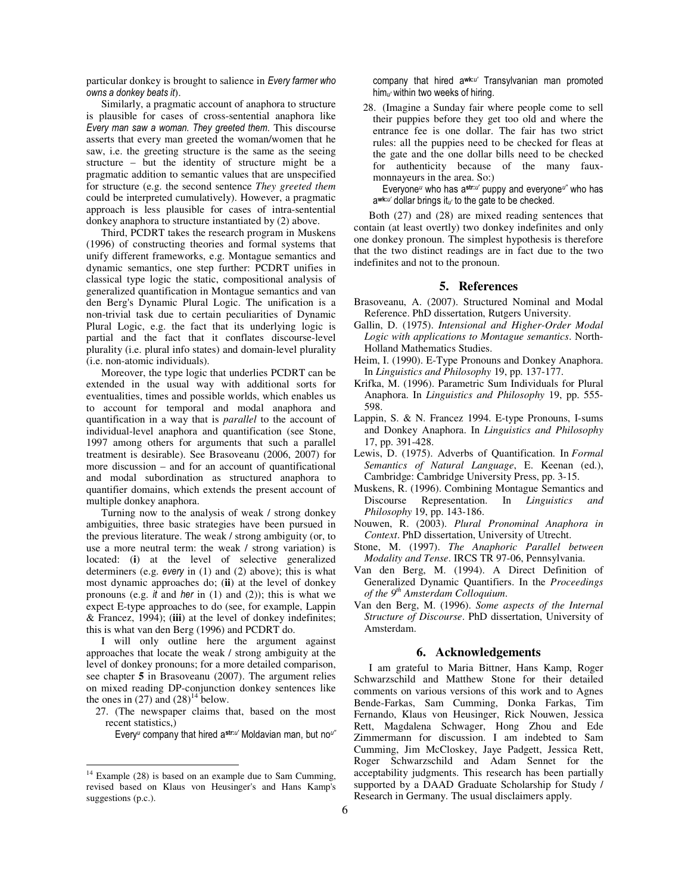particular donkey is brought to salience in *Every farmer who owns a donkey beats it*).

Similarly, a pragmatic account of anaphora to structure is plausible for cases of cross-sentential anaphora like *Every man saw a woman. They greeted them*. This discourse asserts that every man greeted the woman/women that he saw, i.e. the greeting structure is the same as the seeing structure – but the identity of structure might be a pragmatic addition to semantic values that are unspecified for structure (e.g. the second sentence *They greeted them* could be interpreted cumulatively). However, a pragmatic approach is less plausible for cases of intra-sentential donkey anaphora to structure instantiated by (2) above.

Third, PCDRT takes the research program in Muskens (1996) of constructing theories and formal systems that unify different frameworks, e.g. Montague semantics and dynamic semantics, one step further: PCDRT unifies in classical type logic the static, compositional analysis of generalized quantification in Montague semantics and van den Berg's Dynamic Plural Logic. The unification is a non-trivial task due to certain peculiarities of Dynamic Plural Logic, e.g. the fact that its underlying logic is partial and the fact that it conflates discourse-level plurality (i.e. plural info states) and domain-level plurality (i.e. non-atomic individuals).

Moreover, the type logic that underlies PCDRT can be extended in the usual way with additional sorts for eventualities, times and possible worlds, which enables us to account for temporal and modal anaphora and quantification in a way that is *parallel* to the account of individual-level anaphora and quantification (see Stone, 1997 among others for arguments that such a parallel treatment is desirable). See Brasoveanu (2006, 2007) for more discussion – and for an account of quantificational and modal subordination as structured anaphora to quantifier domains, which extends the present account of multiple donkey anaphora.

Turning now to the analysis of weak / strong donkey ambiguities, three basic strategies have been pursued in the previous literature. The weak / strong ambiguity (or, to use a more neutral term: the weak / strong variation) is located: (**i**) at the level of selective generalized determiners (e.g. *every* in (1) and (2) above); this is what most dynamic approaches do; (**ii**) at the level of donkey pronouns (e.g. *it* and *her* in (1) and (2)); this is what we expect E-type approaches to do (see, for example, Lappin & Francez, 1994); (**iii**) at the level of donkey indefinites; this is what van den Berg (1996) and PCDRT do.

I will only outline here the argument against approaches that locate the weak / strong ambiguity at the level of donkey pronouns; for a more detailed comparison, see chapter **5** in Brasoveanu (2007). The argument relies on mixed reading DP-conjunction donkey sentences like the ones in (27) and (28)[14] below.

27. (The newspaper claims that, based on the most recent statistics,)

    Every$^{u}$ company that hired a$^{\mathbf{str}:u'}$ Moldavian man, but no$^{u''}$ company that hired a$^{\mathbf{wk}:u'}$ Transylvanian man promoted him$_{u'}$ within two weeks of hiring.

28. (Imagine a Sunday fair where people come to sell their puppies before they get too old and where the entrance fee is one dollar. The fair has two strict rules: all the puppies need to be checked for fleas at the gate and the one dollar bills need to be checked for authenticity because of the many faux-monnayeurs in the area. So:)

    Everyone$^{u}$ who has a$^{\mathbf{str}:u'}$ puppy and everyone$^{u''}$ who has a$^{\mathbf{wk}:u'}$ dollar brings it$_{u'}$ to the gate to be checked.

Both (27) and (28) are mixed reading sentences that contain (at least overtly) two donkey indefinites and only one donkey pronoun. The simplest hypothesis is therefore that the two distinct readings are in fact due to the two indefinites and not to the pronoun.

[14] Example (28) is based on an example due to Sam Cumming, revised based on Klaus von Heusinger's and Hans Kamp's suggestions (p.c.).

## 5. References

Brasoveanu, A. (2007). Structured Nominal and Modal Reference. PhD dissertation, Rutgers University.

Gallin, D. (1975). *Intensional and Higher-Order Modal Logic with applications to Montague semantics*. North-Holland Mathematics Studies.

Heim, I. (1990). E-Type Pronouns and Donkey Anaphora. In *Linguistics and Philosophy* 19, pp. 137-177.

Krifka, M. (1996). Parametric Sum Individuals for Plural Anaphora. In *Linguistics and Philosophy* 19, pp. 555-598.

Lappin, S. & N. Francez 1994. E-type Pronouns, I-sums and Donkey Anaphora. In *Linguistics and Philosophy* 17, pp. 391-428.

Lewis, D. (1975). Adverbs of Quantification. In *Formal Semantics of Natural Language*, E. Keenan (ed.), Cambridge: Cambridge University Press, pp. 3-15.

Muskens, R. (1996). Combining Montague Semantics and Discourse Representation. In *Linguistics and Philosophy* 19, pp. 143-186.

Nouwen, R. (2003). *Plural Pronominal Anaphora in Context*. PhD dissertation, University of Utrecht.

Stone, M. (1997). *The Anaphoric Parallel between Modality and Tense*. IRCS TR 97-06, Pennsylvania.

Van den Berg, M. (1994). A Direct Definition of Generalized Dynamic Quantifiers. In the *Proceedings of the 9th Amsterdam Colloquium*.

Van den Berg, M. (1996). *Some aspects of the Internal Structure of Discourse*. PhD dissertation, University of Amsterdam.

## 6. Acknowledgements

I am grateful to Maria Bittner, Hans Kamp, Roger Schwarzschild and Matthew Stone for their detailed comments on various versions of this work and to Agnes Bende-Farkas, Sam Cumming, Donka Farkas, Tim Fernando, Klaus von Heusinger, Rick Nouwen, Jessica Rett, Magdalena Schwager, Hong Zhou and Ede Zimmermann for discussion. I am indebted to Sam Cumming, Jim McCloskey, Jaye Padgett, Jessica Rett, Roger Schwarzschild and Adam Sennet for the acceptability judgments. This research has been partially supported by a DAAD Graduate Scholarship for Study / Research in Germany. The usual disclaimers apply.